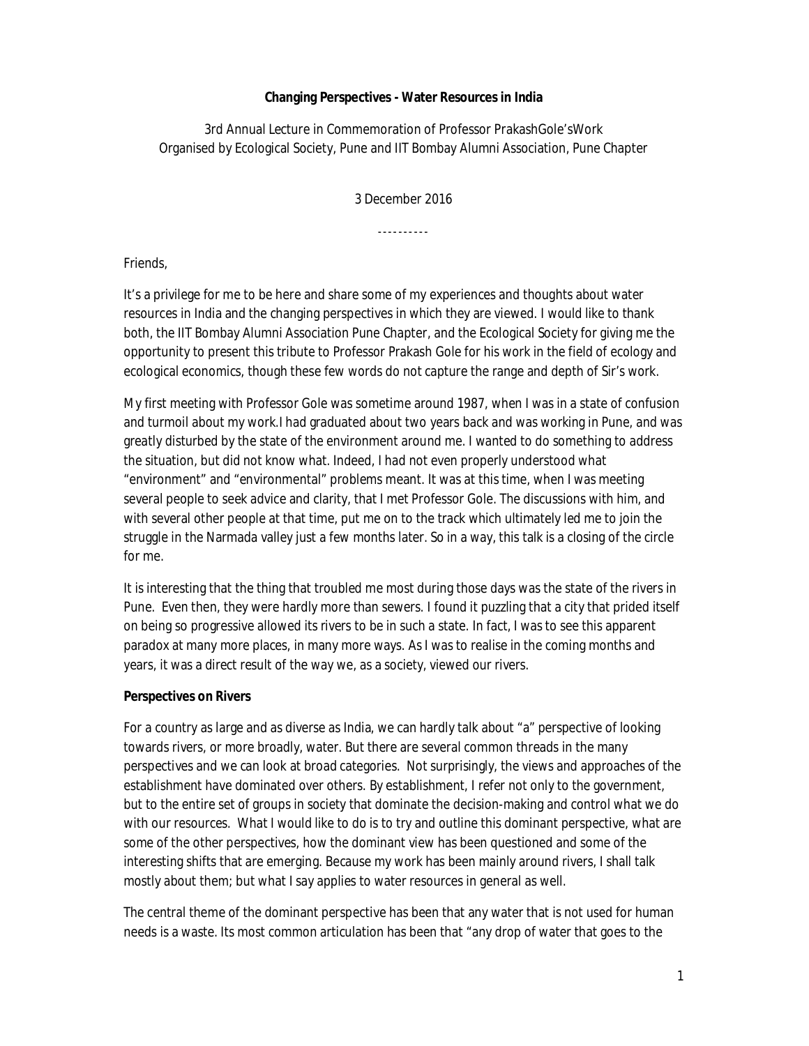**Changing Perspectives - Water Resources in India**

3rd Annual Lecture in Commemoration of Professor PrakashGole'sWork
Organised by Ecological Society, Pune and IIT Bombay Alumni Association, Pune Chapter

3 December 2016

----------

Friends,

It's a privilege for me to be here and share some of my experiences and thoughts about water resources in India and the changing perspectives in which they are viewed. I would like to thank both, the IIT Bombay Alumni Association Pune Chapter, and the Ecological Society for giving me the opportunity to present this tribute to Professor Prakash Gole for his work in the field of ecology and ecological economics, though these few words do not capture the range and depth of Sir's work.

My first meeting with Professor Gole was sometime around 1987, when I was in a state of confusion and turmoil about my work.I had graduated about two years back and was working in Pune, and was greatly disturbed by the state of the environment around me. I wanted to do something to address the situation, but did not know what. Indeed, I had not even properly understood what "environment" and "environmental" problems meant. It was at this time, when I was meeting several people to seek advice and clarity, that I met Professor Gole. The discussions with him, and with several other people at that time, put me on to the track which ultimately led me to join the struggle in the Narmada valley just a few months later. So in a way, this talk is a closing of the circle for me.

It is interesting that the thing that troubled me most during those days was the state of the rivers in Pune. Even then, they were hardly more than sewers. I found it puzzling that a city that prided itself on being so progressive allowed its rivers to be in such a state. In fact, I was to see this apparent paradox at many more places, in many more ways. As I was to realise in the coming months and years, it was a direct result of the way we, as a society, viewed our rivers.

**Perspectives on Rivers**

For a country as large and as diverse as India, we can hardly talk about "a" perspective of looking towards rivers, or more broadly, water. But there are several common threads in the many perspectives and we can look at broad categories. Not surprisingly, the views and approaches of the establishment have dominated over others. By establishment, I refer not only to the government, but to the entire set of groups in society that dominate the decision-making and control what we do with our resources. What I would like to do is to try and outline this dominant perspective, what are some of the other perspectives, how the dominant view has been questioned and some of the interesting shifts that are emerging. Because my work has been mainly around rivers, I shall talk mostly about them; but what I say applies to water resources in general as well.

The central theme of the dominant perspective has been that any water that is not used for human needs is a waste. Its most common articulation has been that "any drop of water that goes to the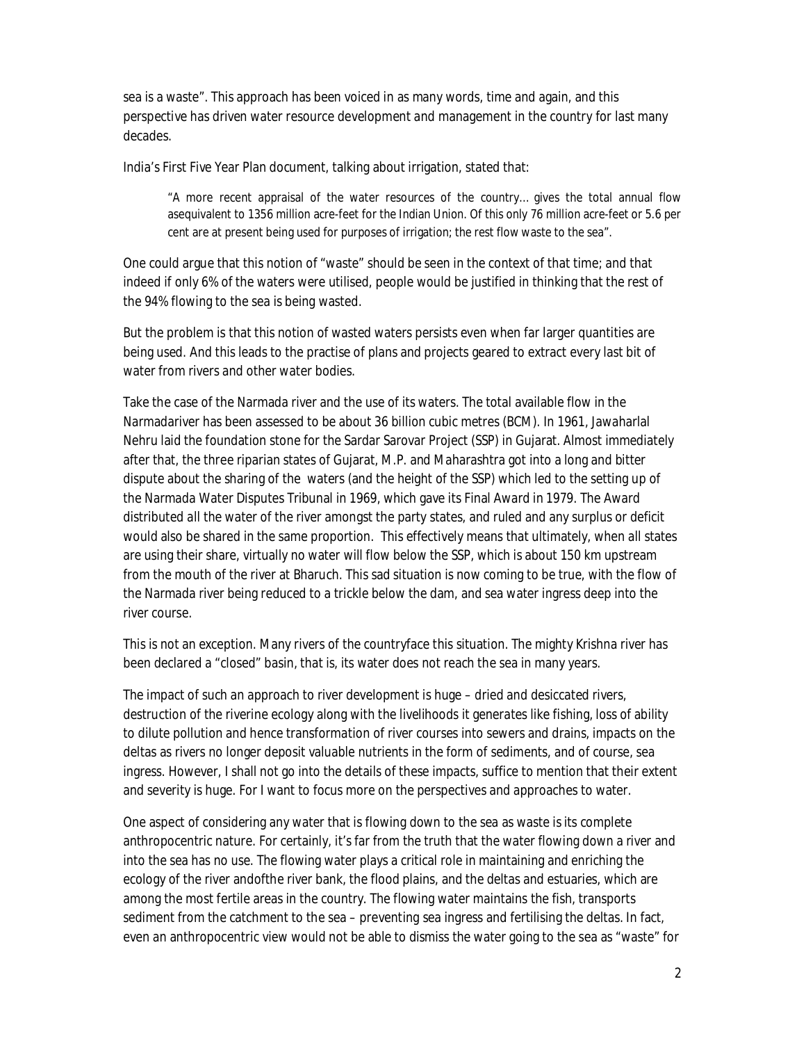sea is a waste". This approach has been voiced in as many words, time and again, and this perspective has driven water resource development and management in the country for last many decades.

India's First Five Year Plan document, talking about irrigation, stated that:

> "A more recent appraisal of the water resources of the country... gives the total annual flow asequivalent to 1356 million acre-feet for the Indian Union. Of this only 76 million acre-feet or 5.6 per cent are at present being used for purposes of irrigation; the rest flow waste to the sea".

One could argue that this notion of "waste" should be seen in the context of that time; and that indeed if only 6% of the waters were utilised, people would be justified in thinking that the rest of the 94% flowing to the sea is being wasted.

But the problem is that this notion of wasted waters persists even when far larger quantities are being used. And this leads to the practise of plans and projects geared to extract every last bit of water from rivers and other water bodies.

Take the case of the Narmada river and the use of its waters. The total available flow in the Narmadariver has been assessed to be about 36 billion cubic metres (BCM). In 1961, Jawaharlal Nehru laid the foundation stone for the Sardar Sarovar Project (SSP) in Gujarat. Almost immediately after that, the three riparian states of Gujarat, M.P. and Maharashtra got into a long and bitter dispute about the sharing of the waters (and the height of the SSP) which led to the setting up of the Narmada Water Disputes Tribunal in 1969, which gave its Final Award in 1979. The Award distributed all the water of the river amongst the party states, and ruled and any surplus or deficit would also be shared in the same proportion. This effectively means that ultimately, when all states are using their share, virtually no water will flow below the SSP, which is about 150 km upstream from the mouth of the river at Bharuch. This sad situation is now coming to be true, with the flow of the Narmada river being reduced to a trickle below the dam, and sea water ingress deep into the river course.

This is not an exception. Many rivers of the countryface this situation. The mighty Krishna river has been declared a "closed" basin, that is, its water does not reach the sea in many years.

The impact of such an approach to river development is huge – dried and desiccated rivers, destruction of the riverine ecology along with the livelihoods it generates like fishing, loss of ability to dilute pollution and hence transformation of river courses into sewers and drains, impacts on the deltas as rivers no longer deposit valuable nutrients in the form of sediments, and of course, sea ingress. However, I shall not go into the details of these impacts, suffice to mention that their extent and severity is huge. For I want to focus more on the perspectives and approaches to water.

One aspect of considering any water that is flowing down to the sea as waste is its complete anthropocentric nature. For certainly, it's far from the truth that the water flowing down a river and into the sea has no use. The flowing water plays a critical role in maintaining and enriching the ecology of the river andofthe river bank, the flood plains, and the deltas and estuaries, which are among the most fertile areas in the country. The flowing water maintains the fish, transports sediment from the catchment to the sea – preventing sea ingress and fertilising the deltas. In fact, even an anthropocentric view would not be able to dismiss the water going to the sea as "waste" for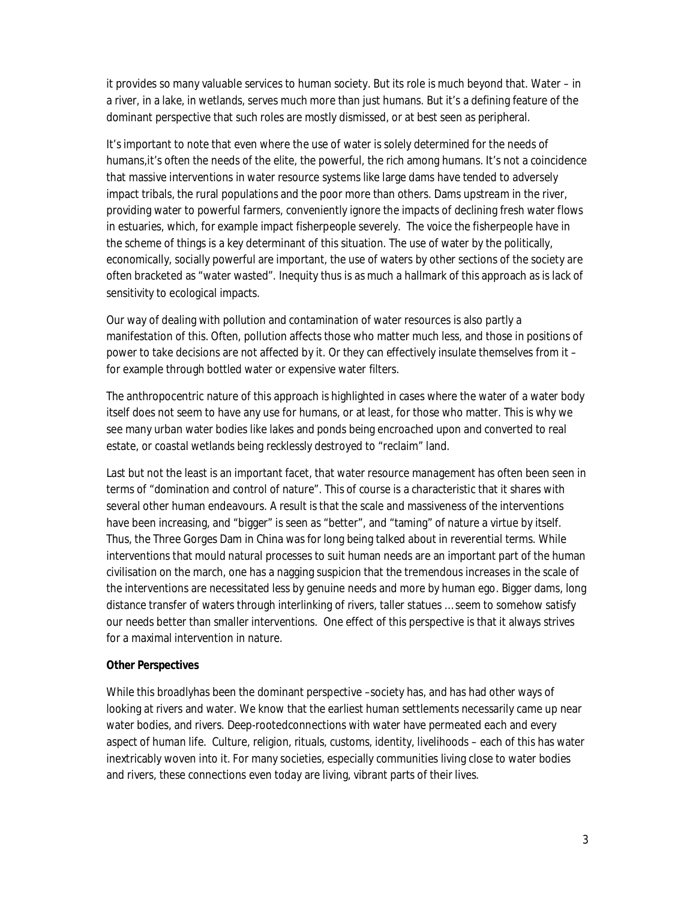it provides so many valuable services to human society. But its role is much beyond that. Water – in a river, in a lake, in wetlands, serves much more than just humans. But it's a defining feature of the dominant perspective that such roles are mostly dismissed, or at best seen as peripheral.

It's important to note that even where the use of water is solely determined for the needs of humans,it's often the needs of the elite, the powerful, the rich among humans. It's not a coincidence that massive interventions in water resource systems like large dams have tended to adversely impact tribals, the rural populations and the poor more than others. Dams upstream in the river, providing water to powerful farmers, conveniently ignore the impacts of declining fresh water flows in estuaries, which, for example impact fisherpeople severely. The voice the fisherpeople have in the scheme of things is a key determinant of this situation. The use of water by the politically, economically, socially powerful are important, the use of waters by other sections of the society are often bracketed as "water wasted". Inequity thus is as much a hallmark of this approach as is lack of sensitivity to ecological impacts.

Our way of dealing with pollution and contamination of water resources is also partly a manifestation of this. Often, pollution affects those who matter much less, and those in positions of power to take decisions are not affected by it. Or they can effectively insulate themselves from it – for example through bottled water or expensive water filters.

The anthropocentric nature of this approach is highlighted in cases where the water of a water body itself does not seem to have any use for humans, or at least, for those who matter. This is why we see many urban water bodies like lakes and ponds being encroached upon and converted to real estate, or coastal wetlands being recklessly destroyed to "reclaim" land.

Last but not the least is an important facet, that water resource management has often been seen in terms of "domination and control of nature". This of course is a characteristic that it shares with several other human endeavours. A result is that the scale and massiveness of the interventions have been increasing, and "bigger" is seen as "better", and "taming" of nature a virtue by itself. Thus, the Three Gorges Dam in China was for long being talked about in reverential terms. While interventions that mould natural processes to suit human needs are an important part of the human civilisation on the march, one has a nagging suspicion that the tremendous increases in the scale of the interventions are necessitated less by genuine needs and more by human ego. Bigger dams, long distance transfer of waters through interlinking of rivers, taller statues … seem to somehow satisfy our needs better than smaller interventions. One effect of this perspective is that it always strives for a maximal intervention in nature.

**Other Perspectives**

While this broadlyhas been the dominant perspective –society has, and has had other ways of looking at rivers and water. We know that the earliest human settlements necessarily came up near water bodies, and rivers. Deep-rootedconnections with water have permeated each and every aspect of human life. Culture, religion, rituals, customs, identity, livelihoods – each of this has water inextricably woven into it. For many societies, especially communities living close to water bodies and rivers, these connections even today are living, vibrant parts of their lives.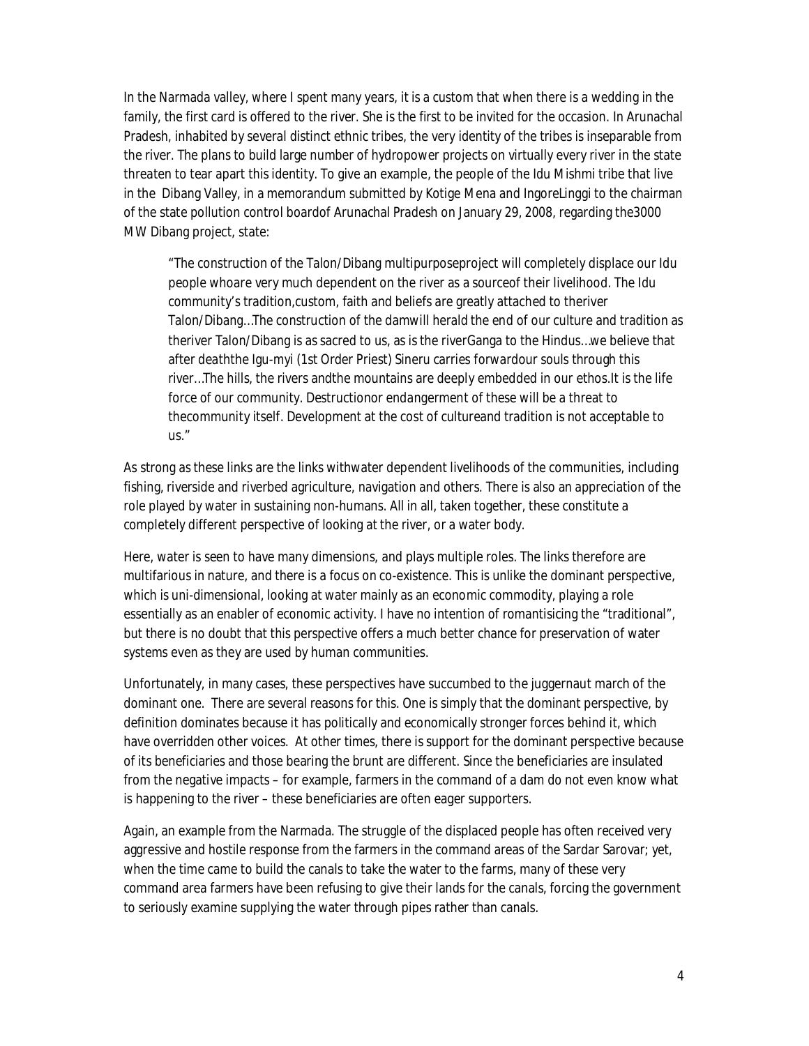In the Narmada valley, where I spent many years, it is a custom that when there is a wedding in the family, the first card is offered to the river. She is the first to be invited for the occasion. In Arunachal Pradesh, inhabited by several distinct ethnic tribes, the very identity of the tribes is inseparable from the river. The plans to build large number of hydropower projects on virtually every river in the state threaten to tear apart this identity. To give an example, the people of the Idu Mishmi tribe that live in the Dibang Valley, in a memorandum submitted by Kotige Mena and IngoreLinggi to the chairman of the state pollution control boardof Arunachal Pradesh on January 29, 2008, regarding the3000 MW Dibang project, state:

> "The construction of the Talon/Dibang multipurposeproject will completely displace our Idu people whoare very much dependent on the river as a sourceof their livelihood. The Idu community's tradition,custom, faith and beliefs are greatly attached to theriver Talon/Dibang…The construction of the damwill herald the end of our culture and tradition as theriver Talon/Dibang is as sacred to us, as is the riverGanga to the Hindus…we believe that after deaththe Igu-myi (1st Order Priest) Sineru carries forwardour souls through this river…The hills, the rivers andthe mountains are deeply embedded in our ethos.It is the life force of our community. Destructionor endangerment of these will be a threat to thecommunity itself. Development at the cost of cultureand tradition is not acceptable to us."

As strong as these links are the links withwater dependent livelihoods of the communities, including fishing, riverside and riverbed agriculture, navigation and others. There is also an appreciation of the role played by water in sustaining non-humans. All in all, taken together, these constitute a completely different perspective of looking at the river, or a water body.

Here, water is seen to have many dimensions, and plays multiple roles. The links therefore are multifarious in nature, and there is a focus on co-existence. This is unlike the dominant perspective, which is uni-dimensional, looking at water mainly as an economic commodity, playing a role essentially as an enabler of economic activity. I have no intention of romantisicing the "traditional", but there is no doubt that this perspective offers a much better chance for preservation of water systems even as they are used by human communities.

Unfortunately, in many cases, these perspectives have succumbed to the juggernaut march of the dominant one. There are several reasons for this. One is simply that the dominant perspective, by definition dominates because it has politically and economically stronger forces behind it, which have overridden other voices. At other times, there is support for the dominant perspective because of its beneficiaries and those bearing the brunt are different. Since the beneficiaries are insulated from the negative impacts – for example, farmers in the command of a dam do not even know what is happening to the river – these beneficiaries are often eager supporters.

Again, an example from the Narmada. The struggle of the displaced people has often received very aggressive and hostile response from the farmers in the command areas of the Sardar Sarovar; yet, when the time came to build the canals to take the water to the farms, many of these very command area farmers have been refusing to give their lands for the canals, forcing the government to seriously examine supplying the water through pipes rather than canals.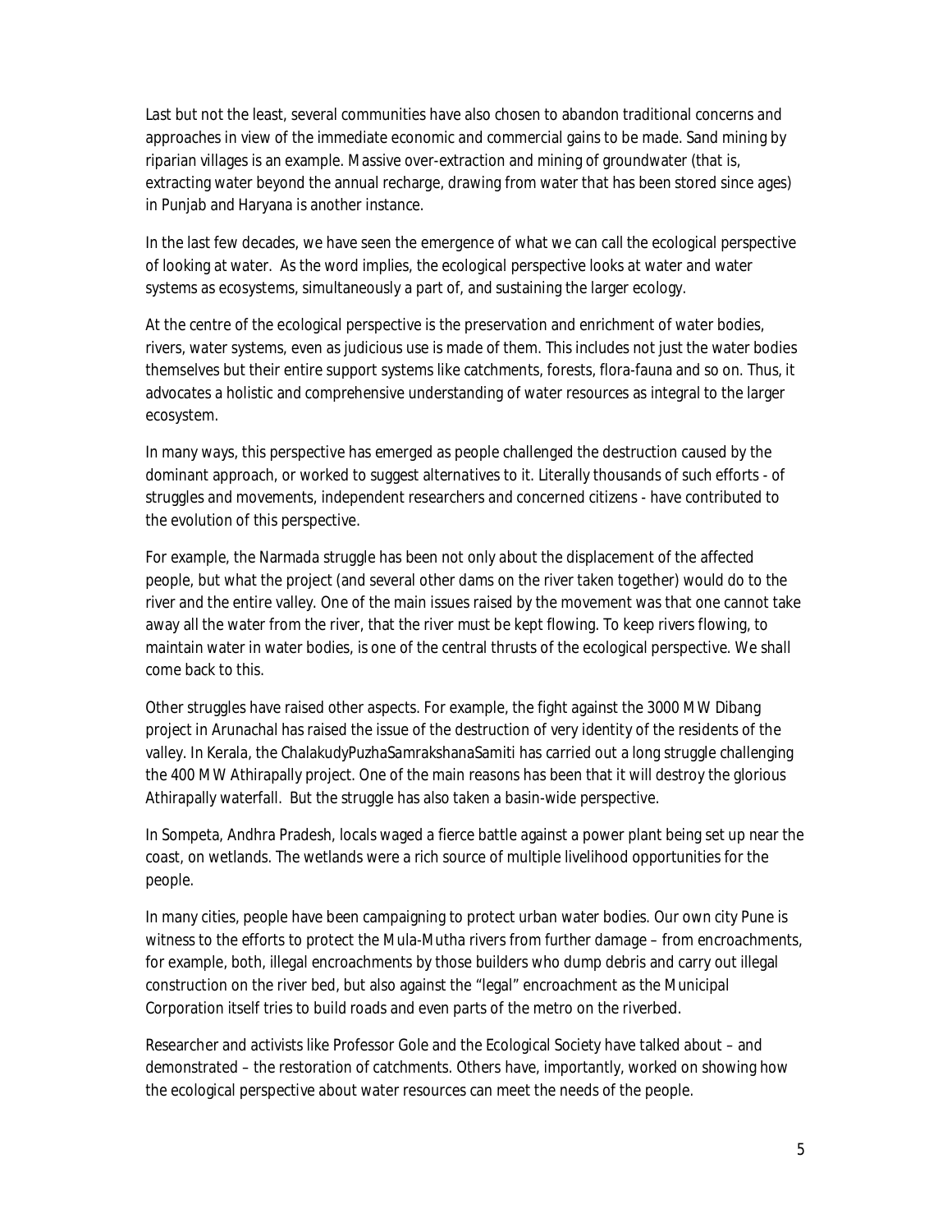Last but not the least, several communities have also chosen to abandon traditional concerns and approaches in view of the immediate economic and commercial gains to be made. Sand mining by riparian villages is an example. Massive over-extraction and mining of groundwater (that is, extracting water beyond the annual recharge, drawing from water that has been stored since ages) in Punjab and Haryana is another instance.

In the last few decades, we have seen the emergence of what we can call the ecological perspective of looking at water. As the word implies, the ecological perspective looks at water and water systems as ecosystems, simultaneously a part of, and sustaining the larger ecology.

At the centre of the ecological perspective is the preservation and enrichment of water bodies, rivers, water systems, even as judicious use is made of them. This includes not just the water bodies themselves but their entire support systems like catchments, forests, flora-fauna and so on. Thus, it advocates a holistic and comprehensive understanding of water resources as integral to the larger ecosystem.

In many ways, this perspective has emerged as people challenged the destruction caused by the dominant approach, or worked to suggest alternatives to it. Literally thousands of such efforts - of struggles and movements, independent researchers and concerned citizens - have contributed to the evolution of this perspective.

For example, the Narmada struggle has been not only about the displacement of the affected people, but what the project (and several other dams on the river taken together) would do to the river and the entire valley. One of the main issues raised by the movement was that one cannot take away all the water from the river, that the river must be kept flowing. To keep rivers flowing, to maintain water in water bodies, is one of the central thrusts of the ecological perspective. We shall come back to this.

Other struggles have raised other aspects. For example, the fight against the 3000 MW Dibang project in Arunachal has raised the issue of the destruction of very identity of the residents of the valley. In Kerala, the ChalakudyPuzhaSamrakshanaSamiti has carried out a long struggle challenging the 400 MW Athirapally project. One of the main reasons has been that it will destroy the glorious Athirapally waterfall. But the struggle has also taken a basin-wide perspective.

In Sompeta, Andhra Pradesh, locals waged a fierce battle against a power plant being set up near the coast, on wetlands. The wetlands were a rich source of multiple livelihood opportunities for the people.

In many cities, people have been campaigning to protect urban water bodies. Our own city Pune is witness to the efforts to protect the Mula-Mutha rivers from further damage – from encroachments, for example, both, illegal encroachments by those builders who dump debris and carry out illegal construction on the river bed, but also against the "legal" encroachment as the Municipal Corporation itself tries to build roads and even parts of the metro on the riverbed.

Researcher and activists like Professor Gole and the Ecological Society have talked about – and demonstrated – the restoration of catchments. Others have, importantly, worked on showing how the ecological perspective about water resources can meet the needs of the people.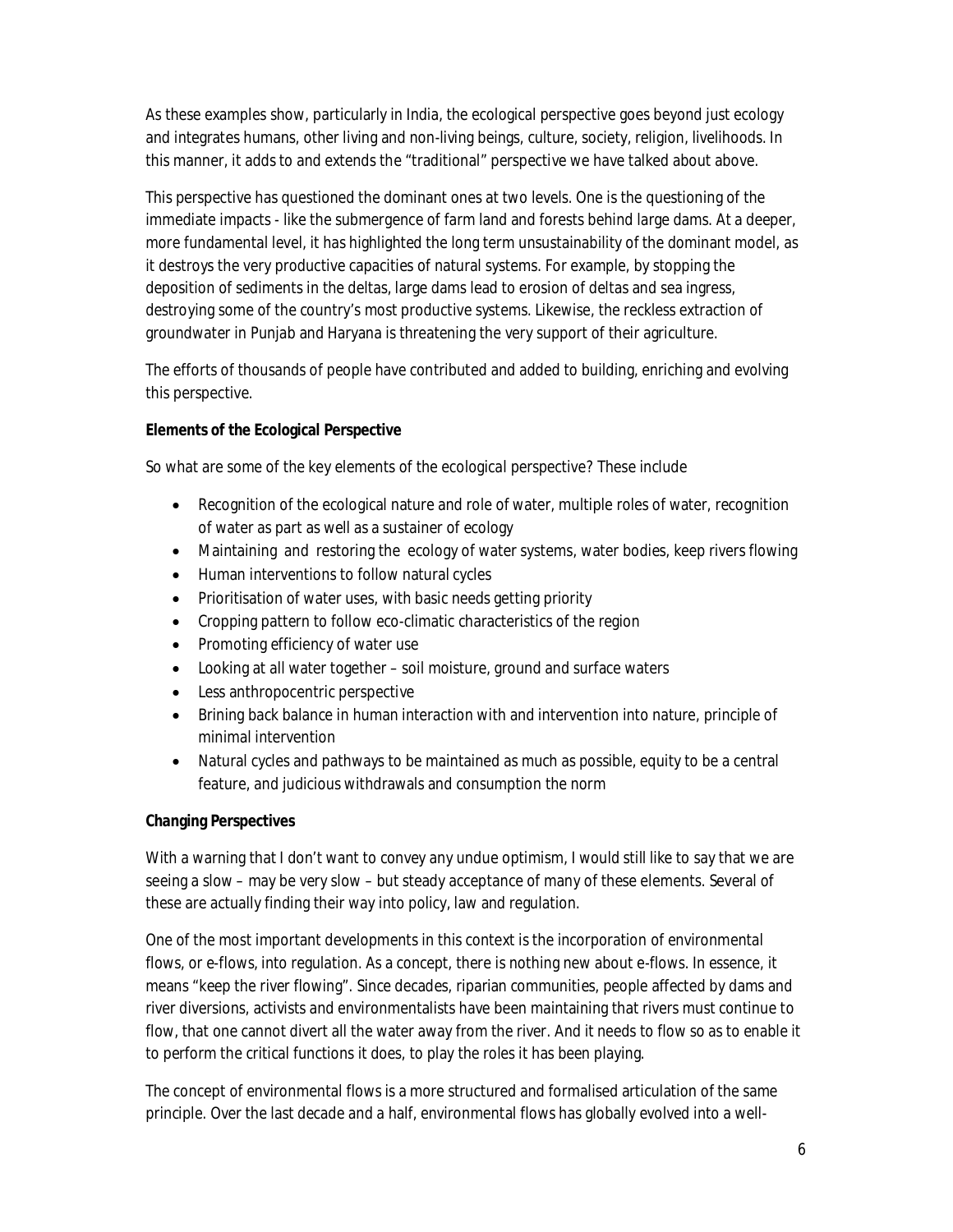As these examples show, particularly in India, the ecological perspective goes beyond just ecology and integrates humans, other living and non-living beings, culture, society, religion, livelihoods. In this manner, it adds to and extends the "traditional" perspective we have talked about above.

This perspective has questioned the dominant ones at two levels. One is the questioning of the immediate impacts - like the submergence of farm land and forests behind large dams. At a deeper, more fundamental level, it has highlighted the long term unsustainability of the dominant model, as it destroys the very productive capacities of natural systems. For example, by stopping the deposition of sediments in the deltas, large dams lead to erosion of deltas and sea ingress, destroying some of the country's most productive systems. Likewise, the reckless extraction of groundwater in Punjab and Haryana is threatening the very support of their agriculture.

The efforts of thousands of people have contributed and added to building, enriching and evolving this perspective.

**Elements of the Ecological Perspective**

So what are some of the key elements of the ecological perspective? These include

- Recognition of the ecological nature and role of water, multiple roles of water, recognition of water as part as well as a sustainer of ecology
- Maintaining and restoring the ecology of water systems, water bodies, keep rivers flowing
- Human interventions to follow natural cycles
- Prioritisation of water uses, with basic needs getting priority
- Cropping pattern to follow eco-climatic characteristics of the region
- Promoting efficiency of water use
- Looking at all water together – soil moisture, ground and surface waters
- Less anthropocentric perspective
- Brining back balance in human interaction with and intervention into nature, principle of minimal intervention
- Natural cycles and pathways to be maintained as much as possible, equity to be a central feature, and judicious withdrawals and consumption the norm

**Changing Perspectives**

With a warning that I don't want to convey any undue optimism, I would still like to say that we are seeing a slow – may be very slow – but steady acceptance of many of these elements. Several of these are actually finding their way into policy, law and regulation.

One of the most important developments in this context is the incorporation of environmental flows, or e-flows, into regulation. As a concept, there is nothing new about e-flows. In essence, it means "keep the river flowing". Since decades, riparian communities, people affected by dams and river diversions, activists and environmentalists have been maintaining that rivers must continue to flow, that one cannot divert all the water away from the river. And it needs to flow so as to enable it to perform the critical functions it does, to play the roles it has been playing.

The concept of environmental flows is a more structured and formalised articulation of the same principle. Over the last decade and a half, environmental flows has globally evolved into a well-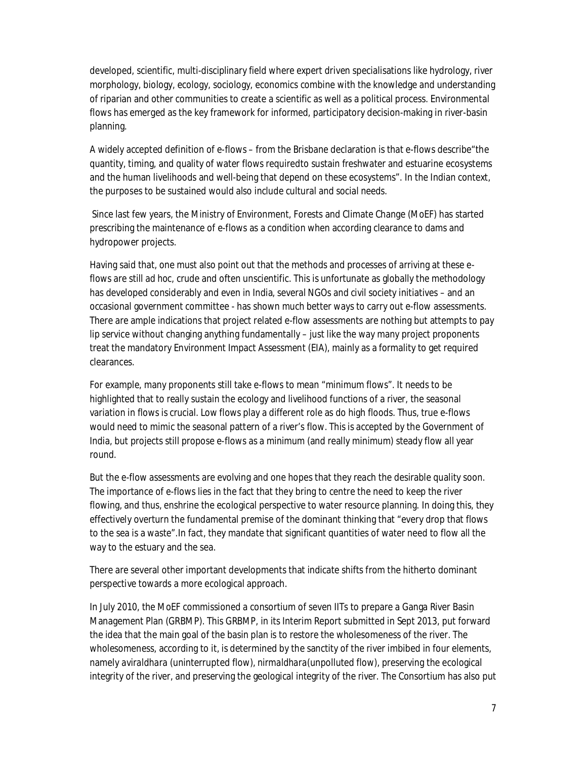developed, scientific, multi-disciplinary field where expert driven specialisations like hydrology, river morphology, biology, ecology, sociology, economics combine with the knowledge and understanding of riparian and other communities to create a scientific as well as a political process. Environmental flows has emerged as the key framework for informed, participatory decision-making in river-basin planning.

A widely accepted definition of e-flows – from the Brisbane declaration is that e-flows describe"the quantity, timing, and quality of water flows requiredto sustain freshwater and estuarine ecosystems and the human livelihoods and well-being that depend on these ecosystems". In the Indian context, the purposes to be sustained would also include cultural and social needs.

Since last few years, the Ministry of Environment, Forests and Climate Change (MoEF) has started prescribing the maintenance of e-flows as a condition when according clearance to dams and hydropower projects.

Having said that, one must also point out that the methods and processes of arriving at these e-flows are still ad hoc, crude and often unscientific. This is unfortunate as globally the methodology has developed considerably and even in India, several NGOs and civil society initiatives – and an occasional government committee - has shown much better ways to carry out e-flow assessments. There are ample indications that project related e-flow assessments are nothing but attempts to pay lip service without changing anything fundamentally – just like the way many project proponents treat the mandatory Environment Impact Assessment (EIA), mainly as a formality to get required clearances.

For example, many proponents still take e-flows to mean "minimum flows". It needs to be highlighted that to really sustain the ecology and livelihood functions of a river, the seasonal variation in flows is crucial. Low flows play a different role as do high floods. Thus, true e-flows would need to mimic the seasonal pattern of a river's flow. This is accepted by the Government of India, but projects still propose e-flows as a minimum (and really minimum) steady flow all year round.

But the e-flow assessments are evolving and one hopes that they reach the desirable quality soon. The importance of e-flows lies in the fact that they bring to centre the need to keep the river flowing, and thus, enshrine the ecological perspective to water resource planning. In doing this, they effectively overturn the fundamental premise of the dominant thinking that "every drop that flows to the sea is a waste".In fact, they mandate that significant quantities of water need to flow all the way to the estuary and the sea.

There are several other important developments that indicate shifts from the hitherto dominant perspective towards a more ecological approach.

In July 2010, the MoEF commissioned a consortium of seven IITs to prepare a Ganga River Basin Management Plan (GRBMP). This GRBMP, in its Interim Report submitted in Sept 2013, put forward the idea that the main goal of the basin plan is to restore the wholesomeness of the river. The wholesomeness, according to it, is determined by the sanctity of the river imbibed in four elements, namely *aviraldhara* (uninterrupted flow), *nirmaldhara*(unpolluted flow), preserving the ecological integrity of the river, and preserving the geological integrity of the river. The Consortium has also put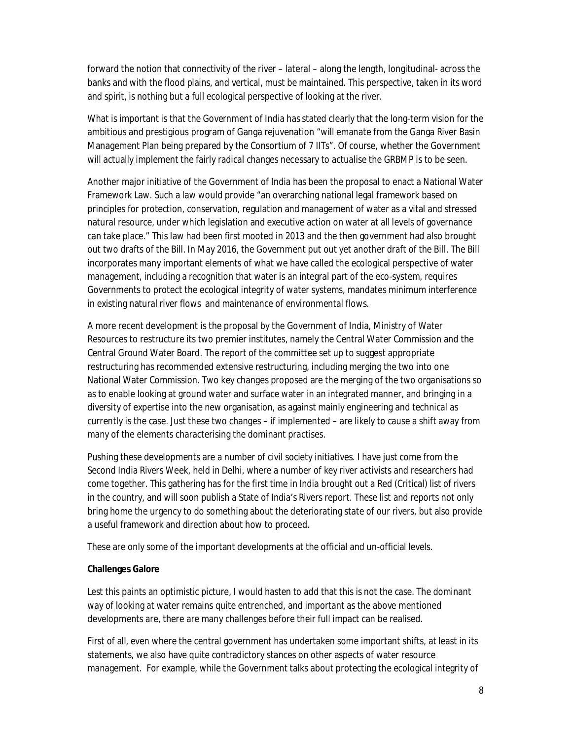forward the notion that connectivity of the river – lateral – along the length, longitudinal- across the banks and with the flood plains, and vertical, must be maintained. This perspective, taken in its word and spirit, is nothing but a full ecological perspective of looking at the river.

What is important is that the Government of India has stated clearly that the long-term vision for the ambitious and prestigious program of Ganga rejuvenation "will emanate from the Ganga River Basin Management Plan being prepared by the Consortium of 7 IITs". Of course, whether the Government will actually implement the fairly radical changes necessary to actualise the GRBMP is to be seen.

Another major initiative of the Government of India has been the proposal to enact a National Water Framework Law. Such a law would provide "an overarching national legal framework based on principles for protection, conservation, regulation and management of water as a vital and stressed natural resource, under which legislation and executive action on water at all levels of governance can take place." This law had been first mooted in 2013 and the then government had also brought out two drafts of the Bill. In May 2016, the Government put out yet another draft of the Bill. The Bill incorporates many important elements of what we have called the ecological perspective of water management, including a recognition that water is an integral part of the eco-system, requires Governments to protect the ecological integrity of water systems, mandates minimum interference in existing natural river flows and maintenance of environmental flows.

A more recent development is the proposal by the Government of India, Ministry of Water Resources to restructure its two premier institutes, namely the Central Water Commission and the Central Ground Water Board. The report of the committee set up to suggest appropriate restructuring has recommended extensive restructuring, including merging the two into one National Water Commission. Two key changes proposed are the merging of the two organisations so as to enable looking at ground water and surface water in an integrated manner, and bringing in a diversity of expertise into the new organisation, as against mainly engineering and technical as currently is the case. Just these two changes – if implemented – are likely to cause a shift away from many of the elements characterising the dominant practises.

Pushing these developments are a number of civil society initiatives. I have just come from the Second India Rivers Week, held in Delhi, where a number of key river activists and researchers had come together. This gathering has for the first time in India brought out a Red (Critical) list of rivers in the country, and will soon publish a State of India's Rivers report. These list and reports not only bring home the urgency to do something about the deteriorating state of our rivers, but also provide a useful framework and direction about how to proceed.

These are only some of the important developments at the official and un-official levels.

**Challenges Galore**

Lest this paints an optimistic picture, I would hasten to add that this is not the case. The dominant way of looking at water remains quite entrenched, and important as the above mentioned developments are, there are many challenges before their full impact can be realised.

First of all, even where the central government has undertaken some important shifts, at least in its statements, we also have quite contradictory stances on other aspects of water resource management. For example, while the Government talks about protecting the ecological integrity of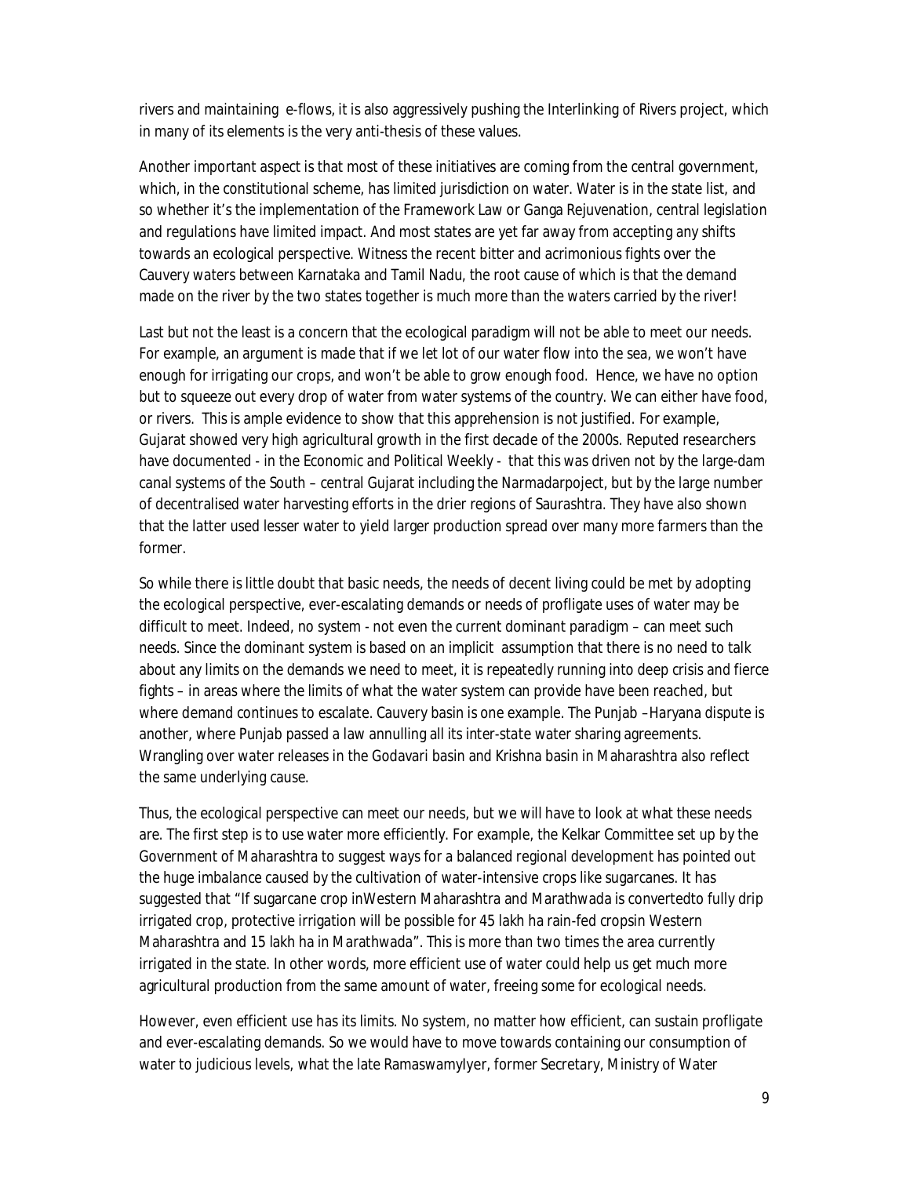rivers and maintaining e-flows, it is also aggressively pushing the Interlinking of Rivers project, which in many of its elements is the very anti-thesis of these values.

Another important aspect is that most of these initiatives are coming from the central government, which, in the constitutional scheme, has limited jurisdiction on water. Water is in the state list, and so whether it's the implementation of the Framework Law or Ganga Rejuvenation, central legislation and regulations have limited impact. And most states are yet far away from accepting any shifts towards an ecological perspective. Witness the recent bitter and acrimonious fights over the Cauvery waters between Karnataka and Tamil Nadu, the root cause of which is that the demand made on the river by the two states together is much more than the waters carried by the river!

Last but not the least is a concern that the ecological paradigm will not be able to meet our needs. For example, an argument is made that if we let lot of our water flow into the sea, we won't have enough for irrigating our crops, and won't be able to grow enough food. Hence, we have no option but to squeeze out every drop of water from water systems of the country. We can either have food, or rivers. This is ample evidence to show that this apprehension is not justified. For example, Gujarat showed very high agricultural growth in the first decade of the 2000s. Reputed researchers have documented - in the Economic and Political Weekly - that this was driven not by the large-dam canal systems of the South – central Gujarat including the Narmadarpoject, but by the large number of decentralised water harvesting efforts in the drier regions of Saurashtra. They have also shown that the latter used lesser water to yield larger production spread over many more farmers than the former.

So while there is little doubt that basic needs, the needs of decent living could be met by adopting the ecological perspective, ever-escalating demands or needs of profligate uses of water may be difficult to meet. Indeed, no system - not even the current dominant paradigm – can meet such needs. Since the dominant system is based on an implicit assumption that there is no need to talk about any limits on the demands we need to meet, it is repeatedly running into deep crisis and fierce fights – in areas where the limits of what the water system can provide have been reached, but where demand continues to escalate. Cauvery basin is one example. The Punjab –Haryana dispute is another, where Punjab passed a law annulling all its inter-state water sharing agreements. Wrangling over water releases in the Godavari basin and Krishna basin in Maharashtra also reflect the same underlying cause.

Thus, the ecological perspective can meet our needs, but we will have to look at what these needs are. The first step is to use water more efficiently. For example, the Kelkar Committee set up by the Government of Maharashtra to suggest ways for a balanced regional development has pointed out the huge imbalance caused by the cultivation of water-intensive crops like sugarcanes. It has suggested that "If sugarcane crop inWestern Maharashtra and Marathwada is convertedto fully drip irrigated crop, protective irrigation will be possible for 45 lakh ha rain-fed cropsin Western Maharashtra and 15 lakh ha in Marathwada". This is more than two times the area currently irrigated in the state. In other words, more efficient use of water could help us get much more agricultural production from the same amount of water, freeing some for ecological needs.

However, even efficient use has its limits. No system, no matter how efficient, can sustain profligate and ever-escalating demands. So we would have to move towards containing our consumption of water to judicious levels, what the late RamaswamyIyer, former Secretary, Ministry of Water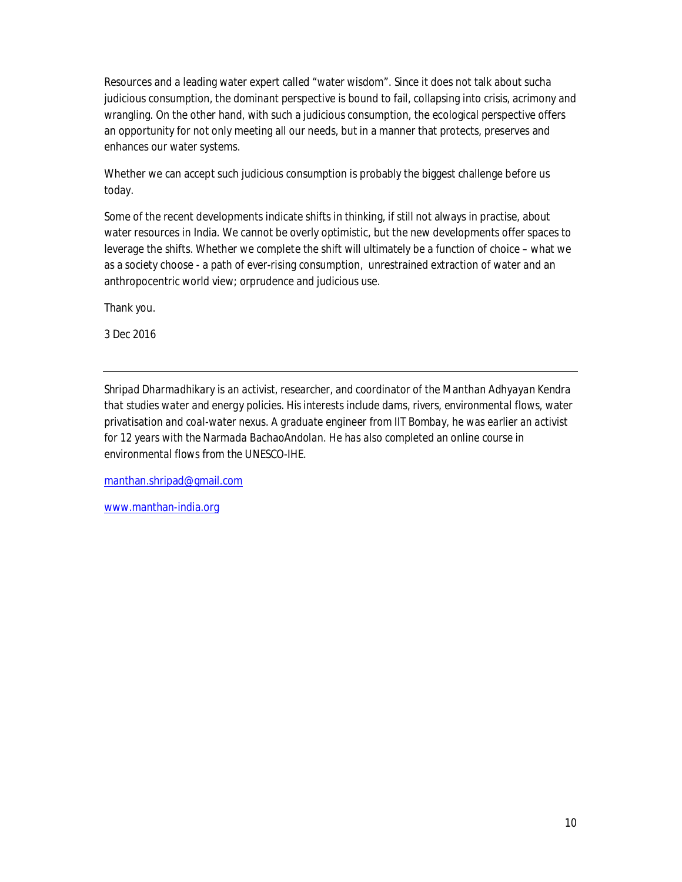Resources and a leading water expert called "water wisdom". Since it does not talk about sucha judicious consumption, the dominant perspective is bound to fail, collapsing into crisis, acrimony and wrangling. On the other hand, with such a judicious consumption, the ecological perspective offers an opportunity for not only meeting all our needs, but in a manner that protects, preserves and enhances our water systems.

Whether we can accept such judicious consumption is probably the biggest challenge before us today.

Some of the recent developments indicate shifts in thinking, if still not always in practise, about water resources in India. We cannot be overly optimistic, but the new developments offer spaces to leverage the shifts. Whether we complete the shift will ultimately be a function of choice – what we as a society choose - a path of ever-rising consumption, unrestrained extraction of water and an anthropocentric world view; orprudence and judicious use.

Thank you.

3 Dec 2016

---

*Shripad Dharmadhikary is an activist, researcher, and coordinator of the Manthan Adhyayan Kendra that studies water and energy policies. His interests include dams, rivers, environmental flows, water privatisation and coal-water nexus. A graduate engineer from IIT Bombay, he was earlier an activist for 12 years with the Narmada BachaoAndolan. He has also completed an online course in environmental flows from the UNESCO-IHE.*

manthan.shripad@gmail.com

www.manthan-india.org